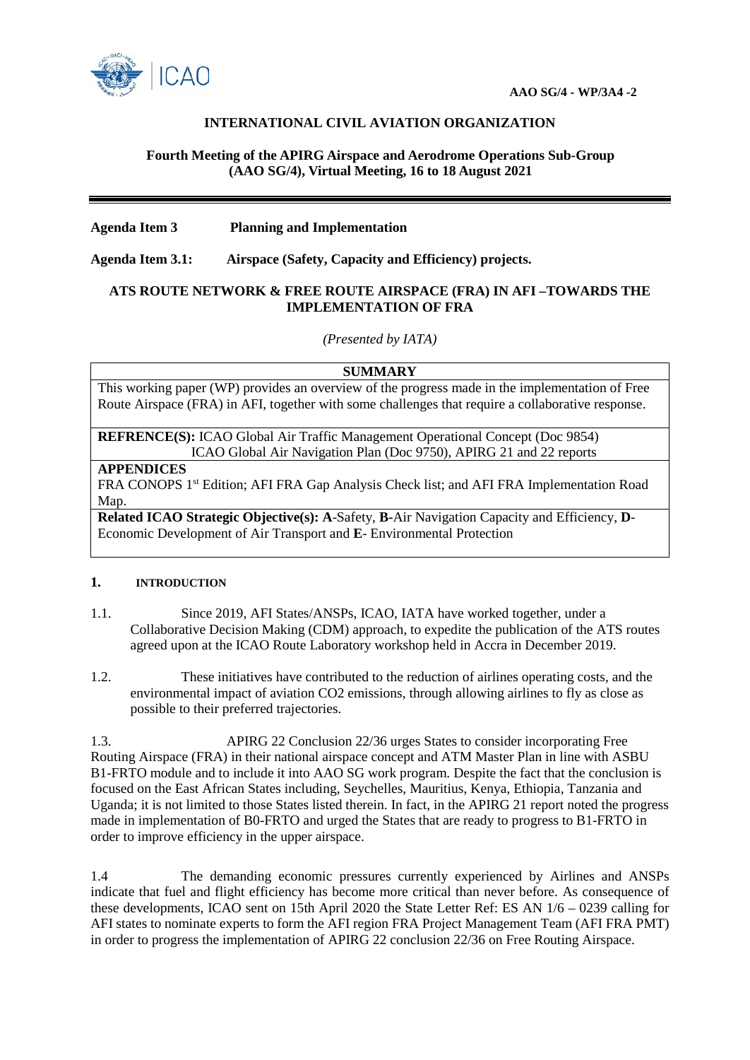**AAO SG/4 - WP/3A4 -2**

# INTERNATIONAL CIVIL AVIATION ORGANIZATION

## Fourth Meeting of the APIRG Airspace and Aerodrome Operations Sub-Group (AAO SG/4), Virtual Meeting, 16 to 18 August 2021

**Agenda Item 3** **Planning and Implementation**

**Agenda Item 3.1:** **Airspace (Safety, Capacity and Efficiency) projects.**

## ATS ROUTE NETWORK & FREE ROUTE AIRSPACE (FRA) IN AFI –TOWARDS THE IMPLEMENTATION OF FRA

*(Presented by IATA)*

| **SUMMARY** |
| --- |
| This working paper (WP) provides an overview of the progress made in the implementation of Free Route Airspace (FRA) in AFI, together with some challenges that require a collaborative response. |
| **REFRENCE(S):** ICAO Global Air Traffic Management Operational Concept (Doc 9854)<br>ICAO Global Air Navigation Plan (Doc 9750), APIRG 21 and 22 reports |
| **APPENDICES**<br>FRA CONOPS 1st Edition; AFI FRA Gap Analysis Check list; and AFI FRA Implementation Road Map. |
| **Related ICAO Strategic Objective(s): A**-Safety, **B**-Air Navigation Capacity and Efficiency, **D**-Economic Development of Air Transport and **E**- Environmental Protection |

## 1. INTRODUCTION

1.1. Since 2019, AFI States/ANSPs, ICAO, IATA have worked together, under a Collaborative Decision Making (CDM) approach, to expedite the publication of the ATS routes agreed upon at the ICAO Route Laboratory workshop held in Accra in December 2019.

1.2. These initiatives have contributed to the reduction of airlines operating costs, and the environmental impact of aviation CO2 emissions, through allowing airlines to fly as close as possible to their preferred trajectories.

1.3. APIRG 22 Conclusion 22/36 urges States to consider incorporating Free Routing Airspace (FRA) in their national airspace concept and ATM Master Plan in line with ASBU B1-FRTO module and to include it into AAO SG work program. Despite the fact that the conclusion is focused on the East African States including, Seychelles, Mauritius, Kenya, Ethiopia, Tanzania and Uganda; it is not limited to those States listed therein. In fact, in the APIRG 21 report noted the progress made in implementation of B0-FRTO and urged the States that are ready to progress to B1-FRTO in order to improve efficiency in the upper airspace.

1.4 The demanding economic pressures currently experienced by Airlines and ANSPs indicate that fuel and flight efficiency has become more critical than never before. As consequence of these developments, ICAO sent on 15th April 2020 the State Letter Ref: ES AN 1/6 – 0239 calling for AFI states to nominate experts to form the AFI region FRA Project Management Team (AFI FRA PMT) in order to progress the implementation of APIRG 22 conclusion 22/36 on Free Routing Airspace.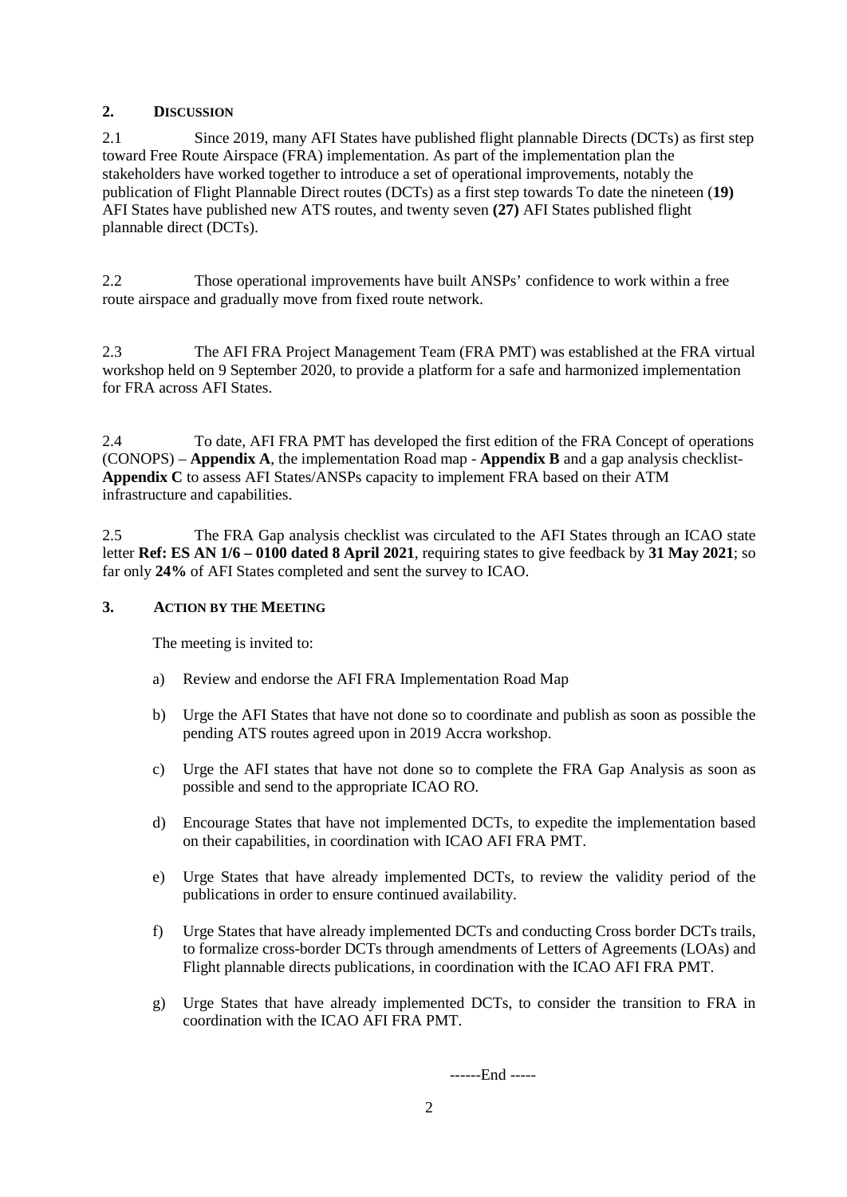## 2. DISCUSSION

2.1 Since 2019, many AFI States have published flight plannable Directs (DCTs) as first step toward Free Route Airspace (FRA) implementation. As part of the implementation plan the stakeholders have worked together to introduce a set of operational improvements, notably the publication of Flight Plannable Direct routes (DCTs) as a first step towards To date the nineteen (**19)** AFI States have published new ATS routes, and twenty seven **(27)** AFI States published flight plannable direct (DCTs).

2.2 Those operational improvements have built ANSPs' confidence to work within a free route airspace and gradually move from fixed route network.

2.3 The AFI FRA Project Management Team (FRA PMT) was established at the FRA virtual workshop held on 9 September 2020, to provide a platform for a safe and harmonized implementation for FRA across AFI States.

2.4 To date, AFI FRA PMT has developed the first edition of the FRA Concept of operations (CONOPS) – **Appendix A**, the implementation Road map - **Appendix B** and a gap analysis checklist- **Appendix C** to assess AFI States/ANSPs capacity to implement FRA based on their ATM infrastructure and capabilities.

2.5 The FRA Gap analysis checklist was circulated to the AFI States through an ICAO state letter **Ref: ES AN 1/6 – 0100 dated 8 April 2021**, requiring states to give feedback by **31 May 2021**; so far only **24%** of AFI States completed and sent the survey to ICAO.

## 3. ACTION BY THE MEETING

The meeting is invited to:

a) Review and endorse the AFI FRA Implementation Road Map

b) Urge the AFI States that have not done so to coordinate and publish as soon as possible the pending ATS routes agreed upon in 2019 Accra workshop.

c) Urge the AFI states that have not done so to complete the FRA Gap Analysis as soon as possible and send to the appropriate ICAO RO.

d) Encourage States that have not implemented DCTs, to expedite the implementation based on their capabilities, in coordination with ICAO AFI FRA PMT.

e) Urge States that have already implemented DCTs, to review the validity period of the publications in order to ensure continued availability.

f) Urge States that have already implemented DCTs and conducting Cross border DCTs trails, to formalize cross-border DCTs through amendments of Letters of Agreements (LOAs) and Flight plannable directs publications, in coordination with the ICAO AFI FRA PMT.

g) Urge States that have already implemented DCTs, to consider the transition to FRA in coordination with the ICAO AFI FRA PMT.

------End -----